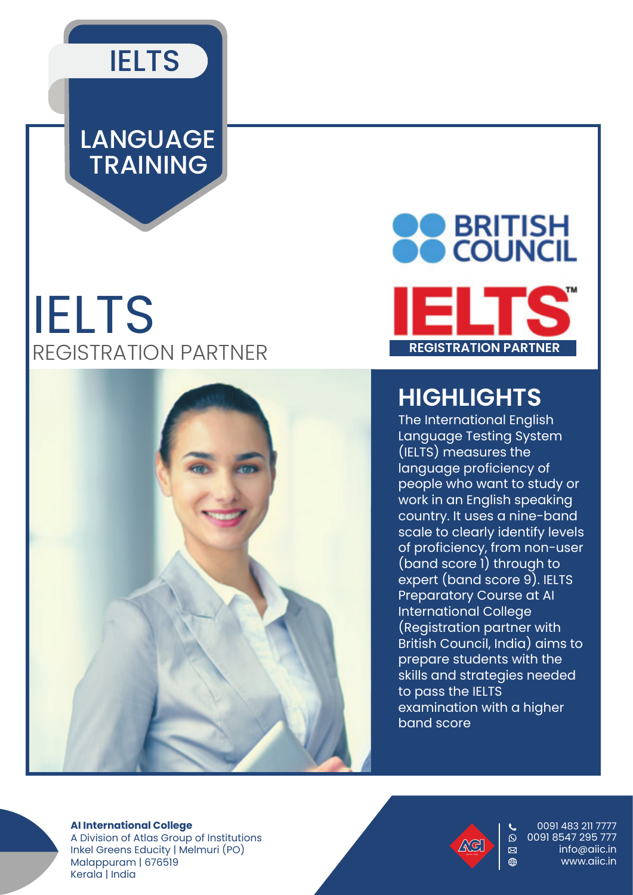IELTS

LANGUAGE TRAINING

# IELTS

REGISTRATION PARTNER

BRITISH COUNCIL

IELTS™

REGISTRATION PARTNER

## HIGHLIGHTS

The International English Language Testing System (IELTS) measures the language proficiency of people who want to study or work in an English speaking country. It uses a nine-band scale to clearly identify levels of proficiency, from non-user (band score 1) through to expert (band score 9). IELTS Preparatory Course at AI International College (Registration partner with British Council, India) aims to prepare students with the skills and strategies needed to pass the IELTS examination with a higher band score

**AI International College**
A Division of Atlas Group of Institutions
Inkel Greens Educity | Melmuri (PO)
Malappuram | 676519
Kerala | India

0091 483 211 7777
0091 8547 295 777
info@aiic.in
www.aiic.in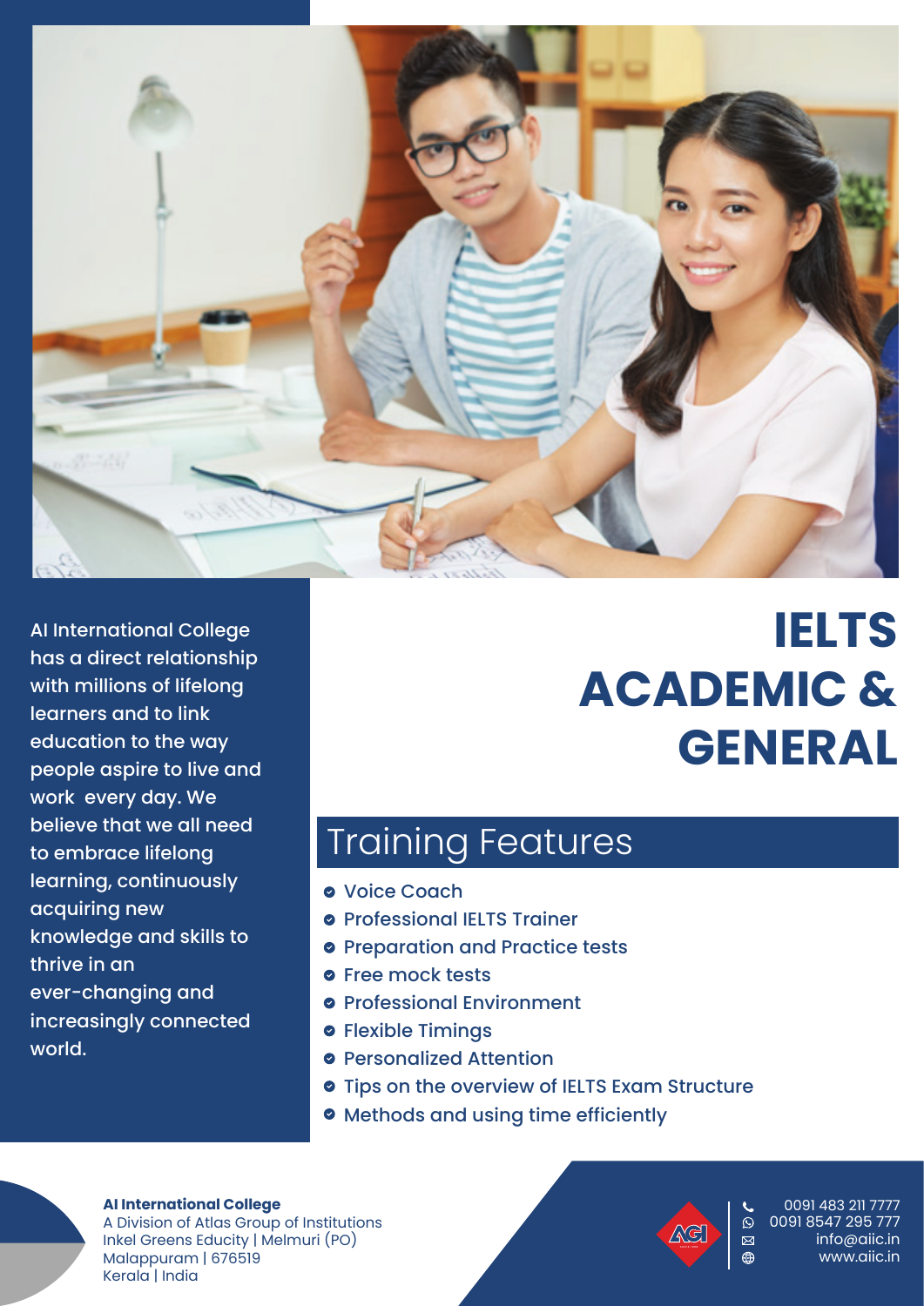# IELTS ACADEMIC & GENERAL

AI International College has a direct relationship with millions of lifelong learners and to link education to the way people aspire to live and work every day. We believe that we all need to embrace lifelong learning, continuously acquiring new knowledge and skills to thrive in an ever-changing and increasingly connected world.

## Training Features

- Voice Coach
- Professional IELTS Trainer
- Preparation and Practice tests
- Free mock tests
- Professional Environment
- Flexible Timings
- Personalized Attention
- Tips on the overview of IELTS Exam Structure
- Methods and using time efficiently

**AI International College**
A Division of Atlas Group of Institutions
Inkel Greens Educity | Melmuri (PO)
Malappuram | 676519
Kerala | India

0091 483 211 7777
0091 8547 295 777
info@aiic.in
www.aiic.in